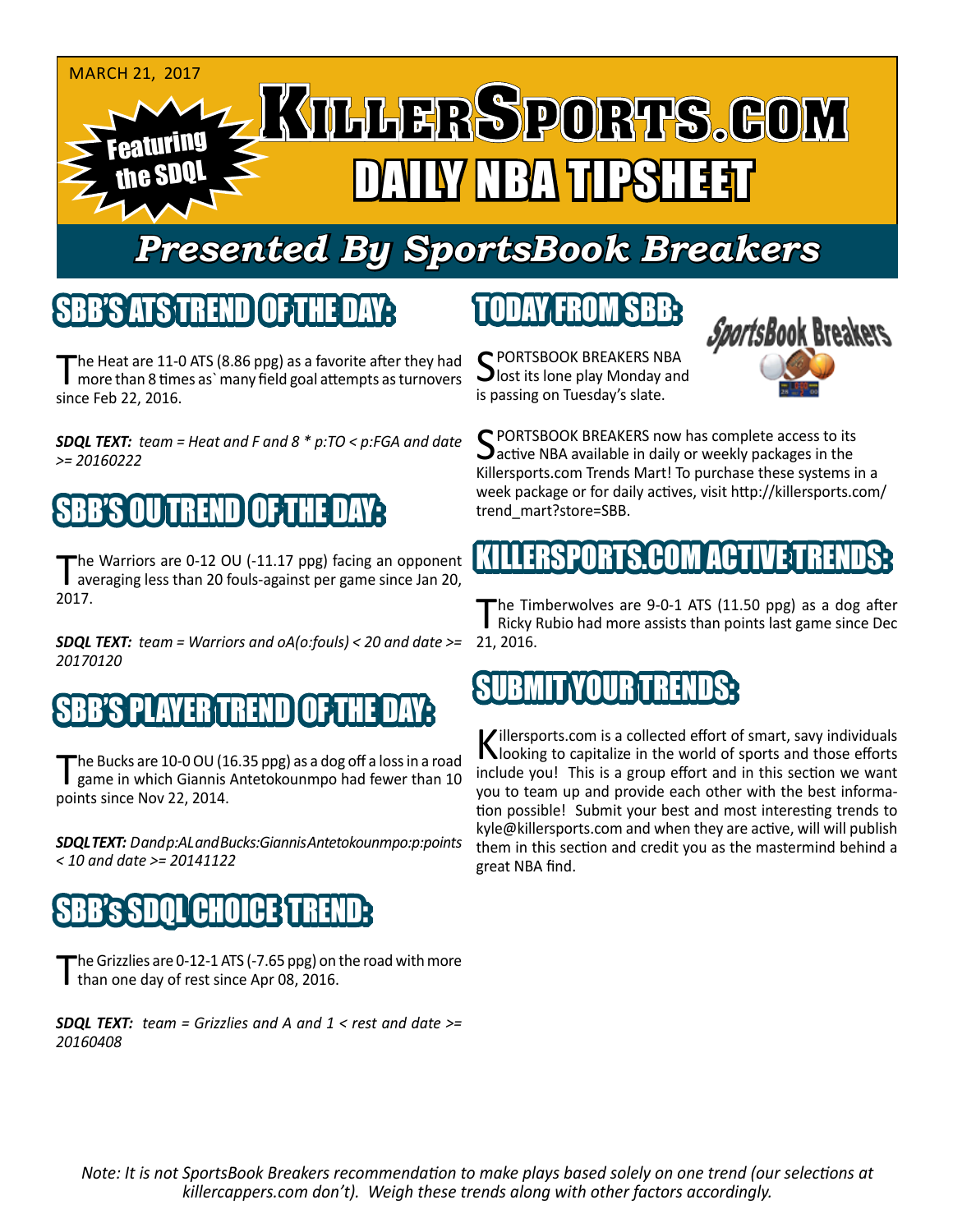MARCH 21, 2017

Featuring the SDQL

# KillerSports.com

# DAILY NBA TIPSHEET

## *Presented By SportsBook Breakers*

## SBB'S ATS TREND OF THE DAY:

The Heat are 11-0 ATS (8.86 ppg) as a favorite after they had more than 8 times as` many field goal attempts as turnovers since Feb 22, 2016.

***SDQL TEXT:** team = Heat and F and 8 * p:TO < p:FGA and date >= 20160222*

## SBB'S OU TREND OF THE DAY:

The Warriors are 0-12 OU (-11.17 ppg) facing an opponent averaging less than 20 fouls-against per game since Jan 20, 2017.

***SDQL TEXT:** team = Warriors and oA(o:fouls) < 20 and date >= 20170120*

## SBB'S PLAYER TREND OF THE DAY:

The Bucks are 10-0 OU (16.35 ppg) as a dog off a loss in a road game in which Giannis Antetokounmpo had fewer than 10 points since Nov 22, 2014.

***SDQL TEXT:** D and p:AL and Bucks:Giannis Antetokounmpo:p:points < 10 and date >= 20141122*

## SBB's SDQL CHOICE TREND:

The Grizzlies are 0-12-1 ATS (-7.65 ppg) on the road with more than one day of rest since Apr 08, 2016.

***SDQL TEXT:** team = Grizzlies and A and 1 < rest and date >= 20160408*

## TODAY FROM SBB:

SPORTSBOOK BREAKERS NBA lost its lone play Monday and is passing on Tuesday's slate.

SPORTSBOOK BREAKERS now has complete access to its active NBA available in daily or weekly packages in the Killersports.com Trends Mart! To purchase these systems in a week package or for daily actives, visit http://killersports.com/trend_mart?store=SBB.

## KILLERSPORTS.COM ACTIVE TRENDS:

The Timberwolves are 9-0-1 ATS (11.50 ppg) as a dog after Ricky Rubio had more assists than points last game since Dec 21, 2016.

## SUBMIT YOUR TRENDS:

Killersports.com is a collected effort of smart, savy individuals looking to capitalize in the world of sports and those efforts include you! This is a group effort and in this section we want you to team up and provide each other with the best information possible! Submit your best and most interesting trends to kyle@killersports.com and when they are active, will will publish them in this section and credit you as the mastermind behind a great NBA find.

*Note: It is not SportsBook Breakers recommendation to make plays based solely on one trend (our selections at killercappers.com don't). Weigh these trends along with other factors accordingly.*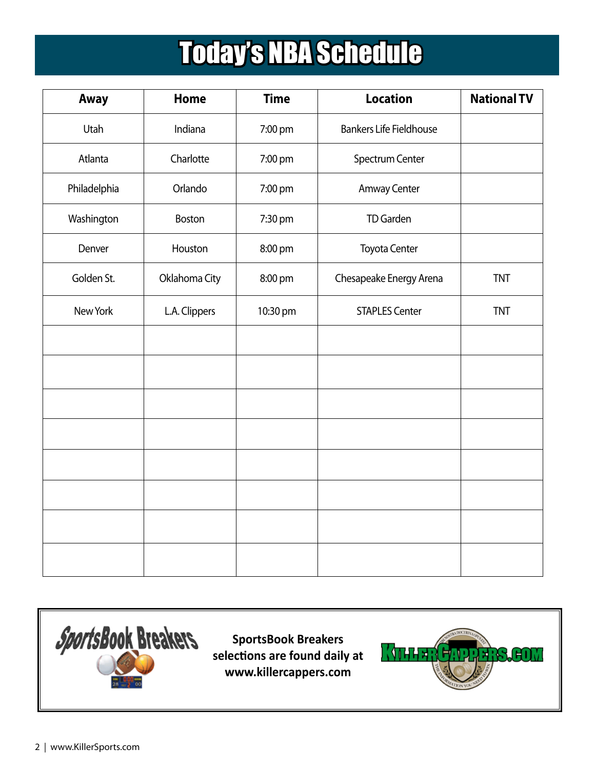# Today's NBA Schedule

| Away | Home | Time | Location | National TV |
|---|---|---|---|---|
| Utah | Indiana | 7:00 pm | Bankers Life Fieldhouse | |
| Atlanta | Charlotte | 7:00 pm | Spectrum Center | |
| Philadelphia | Orlando | 7:00 pm | Amway Center | |
| Washington | Boston | 7:30 pm | TD Garden | |
| Denver | Houston | 8:00 pm | Toyota Center | |
| Golden St. | Oklahoma City | 8:00 pm | Chesapeake Energy Arena | TNT |
| New York | L.A. Clippers | 10:30 pm | STAPLES Center | TNT |
| | | | | |
| | | | | |
| | | | | |
| | | | | |
| | | | | |
| | | | | |
| | | | | |
| | | | | |

SportsBook Breakers

**SportsBook Breakers selections are found daily at www.killercappers.com**

KILLERCAPPERS.COM